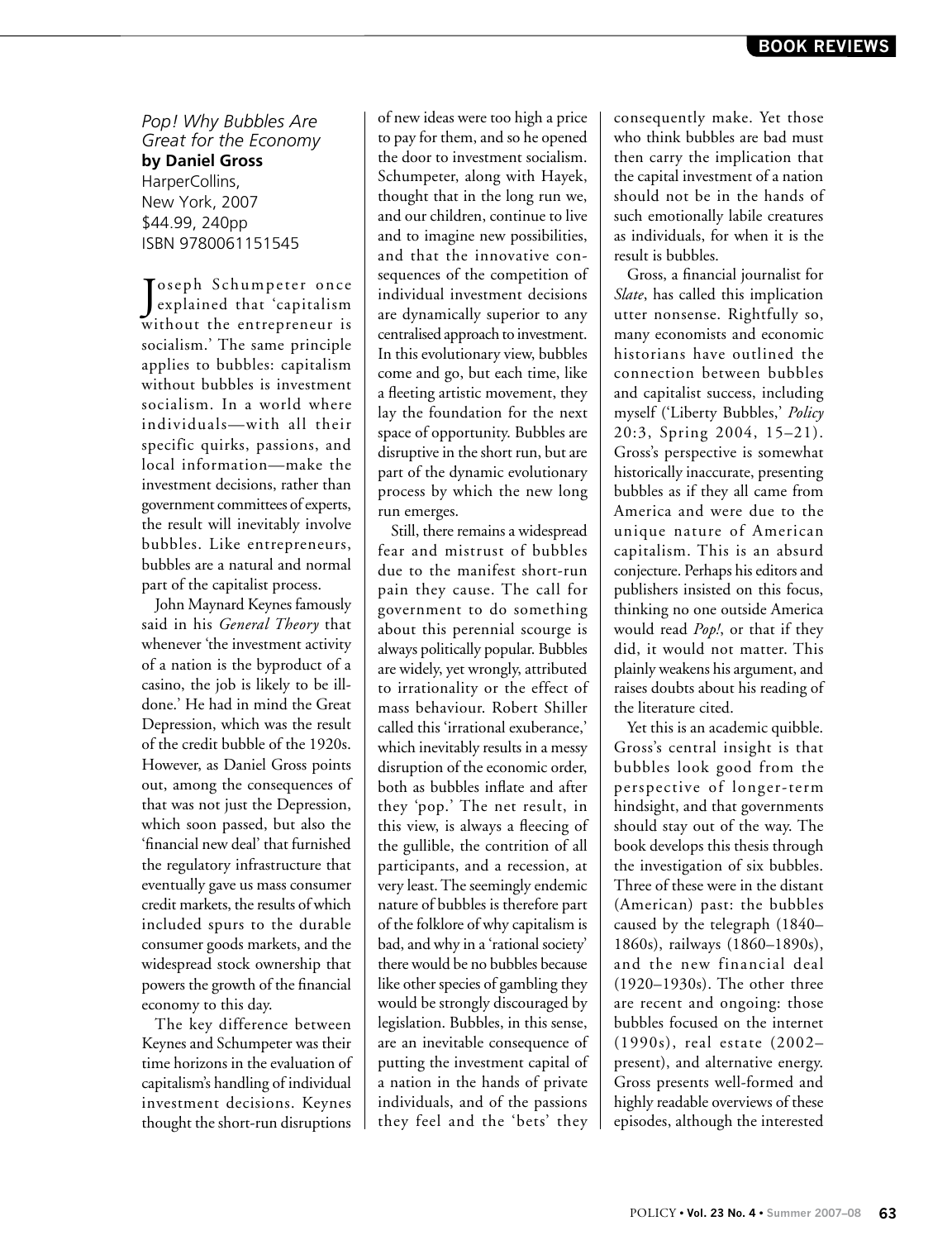*Pop! Why Bubbles Are Great for the Economy*
**by Daniel Gross**
HarperCollins,
New York, 2007
$44.99, 240pp
ISBN 9780061151545

Joseph Schumpeter once explained that 'capitalism without the entrepreneur is socialism.' The same principle applies to bubbles: capitalism without bubbles is investment socialism. In a world where individuals—with all their specific quirks, passions, and local information—make the investment decisions, rather than government committees of experts, the result will inevitably involve bubbles. Like entrepreneurs, bubbles are a natural and normal part of the capitalist process.

John Maynard Keynes famously said in his *General Theory* that whenever 'the investment activity of a nation is the byproduct of a casino, the job is likely to be ill-done.' He had in mind the Great Depression, which was the result of the credit bubble of the 1920s. However, as Daniel Gross points out, among the consequences of that was not just the Depression, which soon passed, but also the 'financial new deal' that furnished the regulatory infrastructure that eventually gave us mass consumer credit markets, the results of which included spurs to the durable consumer goods markets, and the widespread stock ownership that powers the growth of the financial economy to this day.

The key difference between Keynes and Schumpeter was their time horizons in the evaluation of capitalism's handling of individual investment decisions. Keynes thought the short-run disruptions of new ideas were too high a price to pay for them, and so he opened the door to investment socialism. Schumpeter, along with Hayek, thought that in the long run we, and our children, continue to live and to imagine new possibilities, and that the innovative consequences of the competition of individual investment decisions are dynamically superior to any centralised approach to investment. In this evolutionary view, bubbles come and go, but each time, like a fleeting artistic movement, they lay the foundation for the next space of opportunity. Bubbles are disruptive in the short run, but are part of the dynamic evolutionary process by which the new long run emerges.

Still, there remains a widespread fear and mistrust of bubbles due to the manifest short-run pain they cause. The call for government to do something about this perennial scourge is always politically popular. Bubbles are widely, yet wrongly, attributed to irrationality or the effect of mass behaviour. Robert Shiller called this 'irrational exuberance,' which inevitably results in a messy disruption of the economic order, both as bubbles inflate and after they 'pop.' The net result, in this view, is always a fleecing of the gullible, the contrition of all participants, and a recession, at very least. The seemingly endemic nature of bubbles is therefore part of the folklore of why capitalism is bad, and why in a 'rational society' there would be no bubbles because like other species of gambling they would be strongly discouraged by legislation. Bubbles, in this sense, are an inevitable consequence of putting the investment capital of a nation in the hands of private individuals, and of the passions they feel and the 'bets' they consequently make. Yet those who think bubbles are bad must then carry the implication that the capital investment of a nation should not be in the hands of such emotionally labile creatures as individuals, for when it is the result is bubbles.

Gross, a financial journalist for *Slate*, has called this implication utter nonsense. Rightfully so, many economists and economic historians have outlined the connection between bubbles and capitalist success, including myself ('Liberty Bubbles,' *Policy* 20:3, Spring 2004, 15–21). Gross's perspective is somewhat historically inaccurate, presenting bubbles as if they all came from America and were due to the unique nature of American capitalism. This is an absurd conjecture. Perhaps his editors and publishers insisted on this focus, thinking no one outside America would read *Pop!*, or that if they did, it would not matter. This plainly weakens his argument, and raises doubts about his reading of the literature cited.

Yet this is an academic quibble. Gross's central insight is that bubbles look good from the perspective of longer-term hindsight, and that governments should stay out of the way. The book develops this thesis through the investigation of six bubbles. Three of these were in the distant (American) past: the bubbles caused by the telegraph (1840–1860s), railways (1860–1890s), and the new financial deal (1920–1930s). The other three are recent and ongoing: those bubbles focused on the internet (1990s), real estate (2002–present), and alternative energy. Gross presents well-formed and highly readable overviews of these episodes, although the interested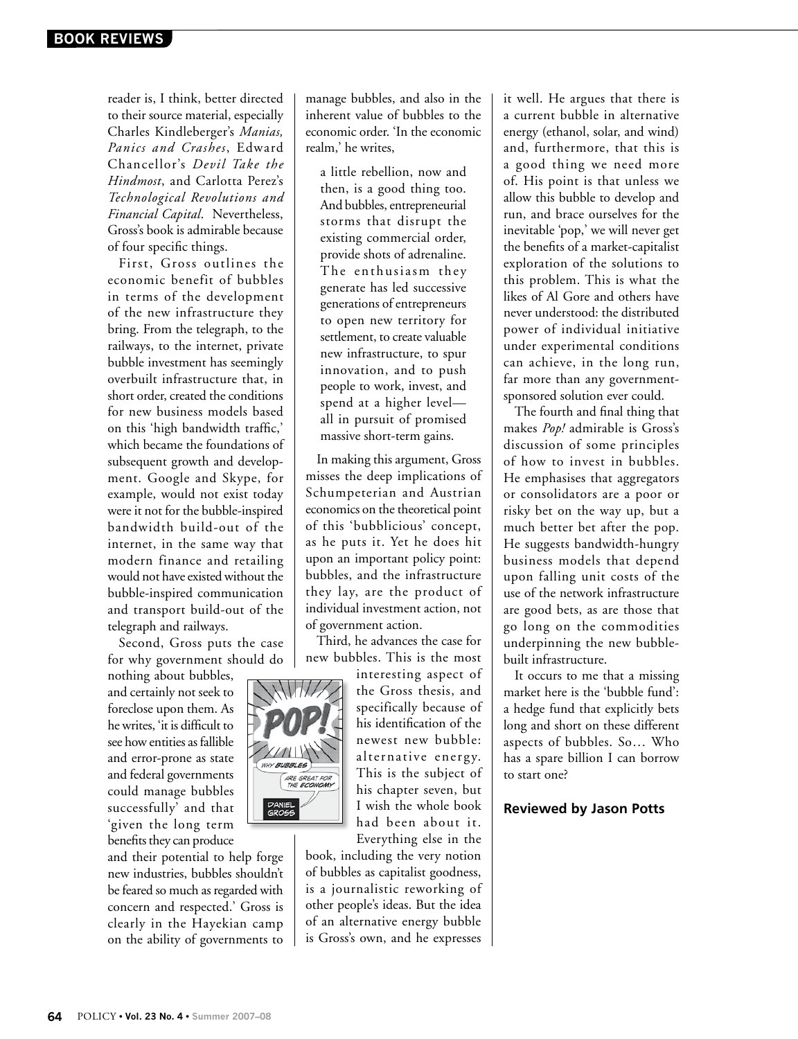reader is, I think, better directed to their source material, especially Charles Kindleberger's *Manias, Panics and Crashes*, Edward Chancellor's *Devil Take the Hindmost*, and Carlotta Perez's *Technological Revolutions and Financial Capital*. Nevertheless, Gross's book is admirable because of four specific things.

First, Gross outlines the economic benefit of bubbles in terms of the development of the new infrastructure they bring. From the telegraph, to the railways, to the internet, private bubble investment has seemingly overbuilt infrastructure that, in short order, created the conditions for new business models based on this 'high bandwidth traffic,' which became the foundations of subsequent growth and development. Google and Skype, for example, would not exist today were it not for the bubble-inspired bandwidth build-out of the internet, in the same way that modern finance and retailing would not have existed without the bubble-inspired communication and transport build-out of the telegraph and railways.

Second, Gross puts the case for why government should do nothing about bubbles, and certainly not seek to foreclose upon them. As he writes, 'it is difficult to see how entities as fallible and error-prone as state and federal governments could manage bubbles successfully' and that 'given the long term benefits they can produce and their potential to help forge new industries, bubbles shouldn't be feared so much as regarded with concern and respected.' Gross is clearly in the Hayekian camp on the ability of governments to manage bubbles, and also in the inherent value of bubbles to the economic order. 'In the economic realm,' he writes,

> a little rebellion, now and then, is a good thing too. And bubbles, entrepreneurial storms that disrupt the existing commercial order, provide shots of adrenaline. The enthusiasm they generate has led successive generations of entrepreneurs to open new territory for settlement, to create valuable new infrastructure, to spur innovation, and to push people to work, invest, and spend at a higher level—all in pursuit of promised massive short-term gains.

In making this argument, Gross misses the deep implications of Schumpeterian and Austrian economics on the theoretical point of this 'bubblicious' concept, as he puts it. Yet he does hit upon an important policy point: bubbles, and the infrastructure they lay, are the product of individual investment action, not of government action.

Third, he advances the case for new bubbles. This is the most interesting aspect of the Gross thesis, and specifically because of his identification of the newest new bubble: alternative energy. This is the subject of his chapter seven, but I wish the whole book had been about it. Everything else in the book, including the very notion of bubbles as capitalist goodness, is a journalistic reworking of other people's ideas. But the idea of an alternative energy bubble is Gross's own, and he expresses it well. He argues that there is a current bubble in alternative energy (ethanol, solar, and wind) and, furthermore, that this is a good thing we need more of. His point is that unless we allow this bubble to develop and run, and brace ourselves for the inevitable 'pop,' we will never get the benefits of a market-capitalist exploration of the solutions to this problem. This is what the likes of Al Gore and others have never understood: the distributed power of individual initiative under experimental conditions can achieve, in the long run, far more than any government-sponsored solution ever could.

The fourth and final thing that makes *Pop!* admirable is Gross's discussion of some principles of how to invest in bubbles. He emphasises that aggregators or consolidators are a poor or risky bet on the way up, but a much better bet after the pop. He suggests bandwidth-hungry business models that depend upon falling unit costs of the use of the network infrastructure are good bets, as are those that go long on the commodities underpinning the new bubble-built infrastructure.

It occurs to me that a missing market here is the 'bubble fund': a hedge fund that explicitly bets long and short on these different aspects of bubbles. So… Who has a spare billion I can borrow to start one?

**Reviewed by Jason Potts**